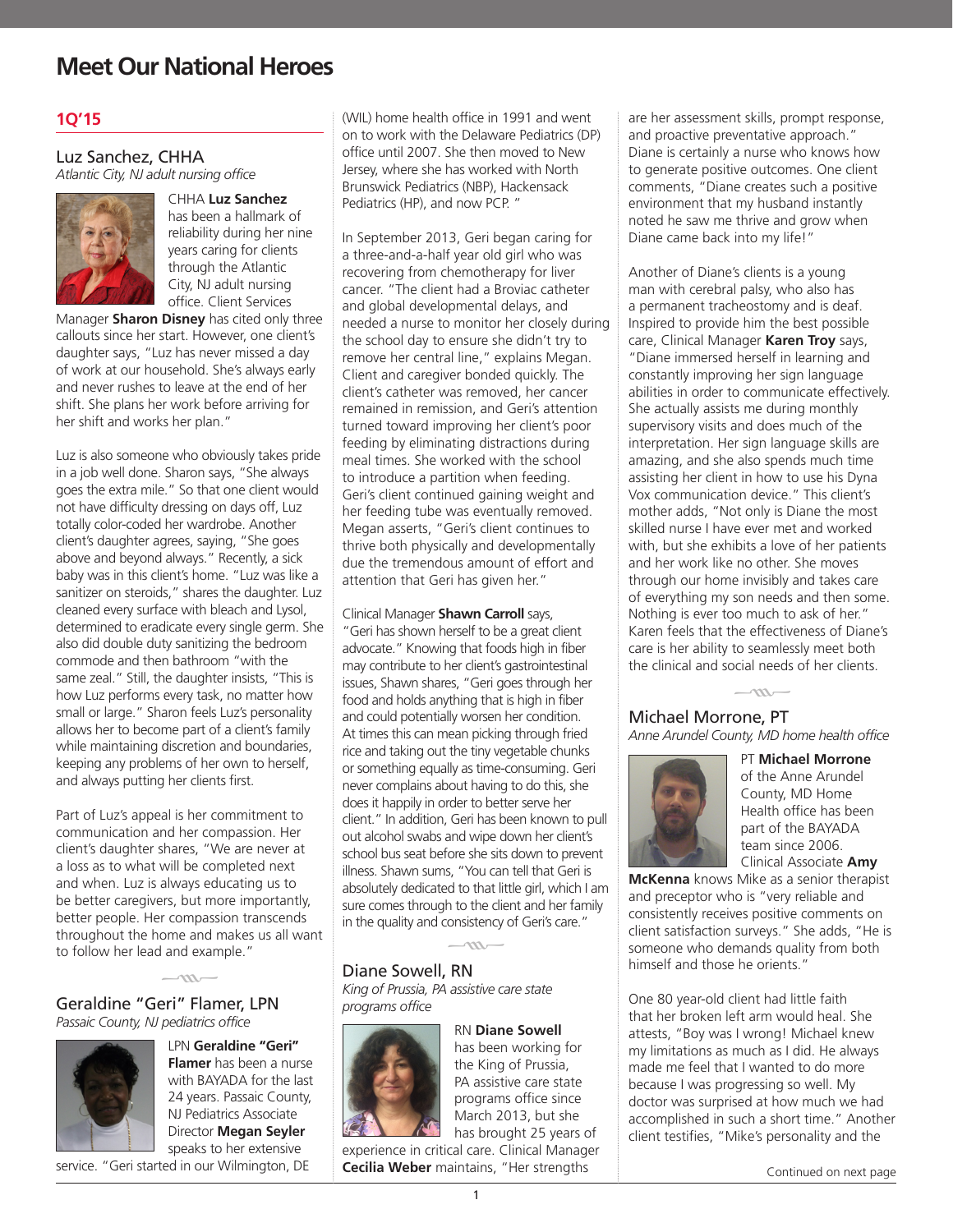# Meet Our National Heroes

## 1Q'15

### Luz Sanchez, CHHA

*Atlantic City, NJ adult nursing office*

CHHA **Luz Sanchez** has been a hallmark of reliability during her nine years caring for clients through the Atlantic City, NJ adult nursing office. Client Services Manager **Sharon Disney** has cited only three callouts since her start. However, one client's daughter says, "Luz has never missed a day of work at our household. She's always early and never rushes to leave at the end of her shift. She plans her work before arriving for her shift and works her plan."

Luz is also someone who obviously takes pride in a job well done. Sharon says, "She always goes the extra mile." So that one client would not have difficulty dressing on days off, Luz totally color-coded her wardrobe. Another client's daughter agrees, saying, "She goes above and beyond always." Recently, a sick baby was in this client's home. "Luz was like a sanitizer on steroids," shares the daughter. Luz cleaned every surface with bleach and Lysol, determined to eradicate every single germ. She also did double duty sanitizing the bedroom commode and then bathroom "with the same zeal." Still, the daughter insists, "This is how Luz performs every task, no matter how small or large." Sharon feels Luz's personality allows her to become part of a client's family while maintaining discretion and boundaries, keeping any problems of her own to herself, and always putting her clients first.

Part of Luz's appeal is her commitment to communication and her compassion. Her client's daughter shares, "We are never at a loss as to what will be completed next and when. Luz is always educating us to be better caregivers, but more importantly, better people. Her compassion transcends throughout the home and makes us all want to follow her lead and example."

### Geraldine "Geri" Flamer, LPN

*Passaic County, NJ pediatrics office*

LPN **Geraldine "Geri" Flamer** has been a nurse with BAYADA for the last 24 years. Passaic County, NJ Pediatrics Associate Director **Megan Seyler** speaks to her extensive service. "Geri started in our Wilmington, DE (WIL) home health office in 1991 and went on to work with the Delaware Pediatrics (DP) office until 2007. She then moved to New Jersey, where she has worked with North Brunswick Pediatrics (NBP), Hackensack Pediatrics (HP), and now PCP. "

In September 2013, Geri began caring for a three-and-a-half year old girl who was recovering from chemotherapy for liver cancer. "The client had a Broviac catheter and global developmental delays, and needed a nurse to monitor her closely during the school day to ensure she didn't try to remove her central line," explains Megan. Client and caregiver bonded quickly. The client's catheter was removed, her cancer remained in remission, and Geri's attention turned toward improving her client's poor feeding by eliminating distractions during meal times. She worked with the school to introduce a partition when feeding. Geri's client continued gaining weight and her feeding tube was eventually removed. Megan asserts, "Geri's client continues to thrive both physically and developmentally due the tremendous amount of effort and attention that Geri has given her."

Clinical Manager **Shawn Carroll** says, "Geri has shown herself to be a great client advocate." Knowing that foods high in fiber may contribute to her client's gastrointestinal issues, Shawn shares, "Geri goes through her food and holds anything that is high in fiber and could potentially worsen her condition. At times this can mean picking through fried rice and taking out the tiny vegetable chunks or something equally as time-consuming. Geri never complains about having to do this, she does it happily in order to better serve her client." In addition, Geri has been known to pull out alcohol swabs and wipe down her client's school bus seat before she sits down to prevent illness. Shawn sums, "You can tell that Geri is absolutely dedicated to that little girl, which I am sure comes through to the client and her family in the quality and consistency of Geri's care."

### Diane Sowell, RN

*King of Prussia, PA assistive care state programs office*

RN **Diane Sowell** has been working for the King of Prussia, PA assistive care state programs office since March 2013, but she has brought 25 years of experience in critical care. Clinical Manager **Cecilia Weber** maintains, "Her strengths are her assessment skills, prompt response, and proactive preventative approach." Diane is certainly a nurse who knows how to generate positive outcomes. One client comments, "Diane creates such a positive environment that my husband instantly noted he saw me thrive and grow when Diane came back into my life!"

Another of Diane's clients is a young man with cerebral palsy, who also has a permanent tracheostomy and is deaf. Inspired to provide him the best possible care, Clinical Manager **Karen Troy** says, "Diane immersed herself in learning and constantly improving her sign language abilities in order to communicate effectively. She actually assists me during monthly supervisory visits and does much of the interpretation. Her sign language skills are amazing, and she also spends much time assisting her client in how to use his Dyna Vox communication device." This client's mother adds, "Not only is Diane the most skilled nurse I have ever met and worked with, but she exhibits a love of her patients and her work like no other. She moves through our home invisibly and takes care of everything my son needs and then some. Nothing is ever too much to ask of her." Karen feels that the effectiveness of Diane's care is her ability to seamlessly meet both the clinical and social needs of her clients.

### Michael Morrone, PT

*Anne Arundel County, MD home health office*

PT **Michael Morrone** of the Anne Arundel County, MD Home Health office has been part of the BAYADA team since 2006. Clinical Associate **Amy McKenna** knows Mike as a senior therapist and preceptor who is "very reliable and consistently receives positive comments on client satisfaction surveys." She adds, "He is someone who demands quality from both himself and those he orients."

One 80 year-old client had little faith that her broken left arm would heal. She attests, "Boy was I wrong! Michael knew my limitations as much as I did. He always made me feel that I wanted to do more because I was progressing so well. My doctor was surprised at how much we had accomplished in such a short time." Another client testifies, "Mike's personality and the

Continued on next page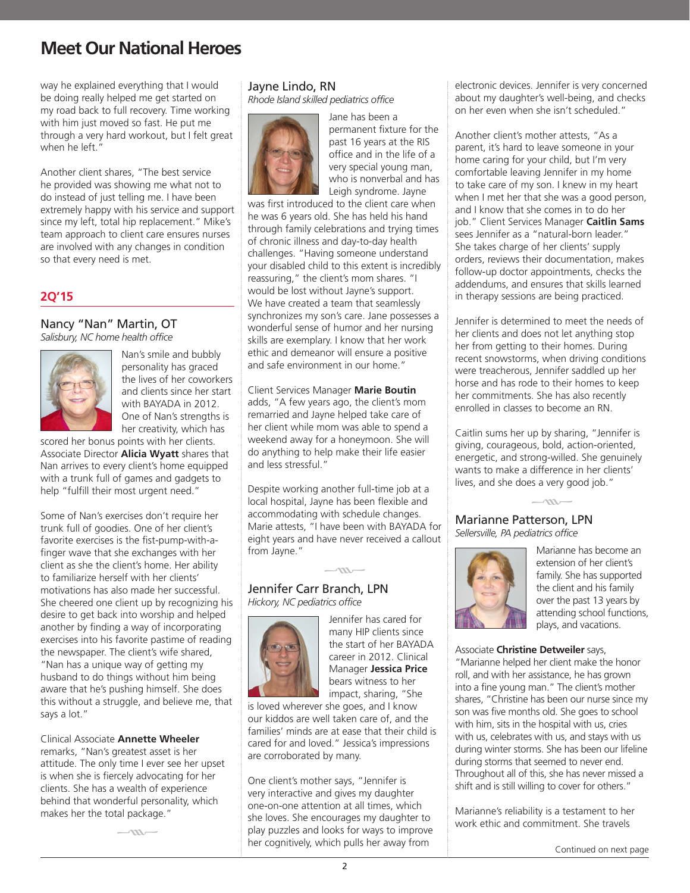# Meet Our National Heroes

way he explained everything that I would be doing really helped me get started on my road back to full recovery. Time working with him just moved so fast. He put me through a very hard workout, but I felt great when he left."

Another client shares, "The best service he provided was showing me what not to do instead of just telling me. I have been extremely happy with his service and support since my left, total hip replacement." Mike's team approach to client care ensures nurses are involved with any changes in condition so that every need is met.

## 2Q'15

### Nancy "Nan" Martin, OT

*Salisbury, NC home health office*

Nan's smile and bubbly personality has graced the lives of her coworkers and clients since her start with BAYADA in 2012. One of Nan's strengths is her creativity, which has scored her bonus points with her clients. Associate Director **Alicia Wyatt** shares that Nan arrives to every client's home equipped with a trunk full of games and gadgets to help "fulfill their most urgent need."

Some of Nan's exercises don't require her trunk full of goodies. One of her client's favorite exercises is the fist-pump-with-a-finger wave that she exchanges with her client as she the client's home. Her ability to familiarize herself with her clients' motivations has also made her successful. She cheered one client up by recognizing his desire to get back into worship and helped another by finding a way of incorporating exercises into his favorite pastime of reading the newspaper. The client's wife shared, "Nan has a unique way of getting my husband to do things without him being aware that he's pushing himself. She does this without a struggle, and believe me, that says a lot."

Clinical Associate **Annette Wheeler** remarks, "Nan's greatest asset is her attitude. The only time I ever see her upset is when she is fiercely advocating for her clients. She has a wealth of experience behind that wonderful personality, which makes her the total package."

### Jayne Lindo, RN

*Rhode Island skilled pediatrics office*

Jane has been a permanent fixture for the past 16 years at the RIS office and in the life of a very special young man, who is nonverbal and has Leigh syndrome. Jayne was first introduced to the client care when he was 6 years old. She has held his hand through family celebrations and trying times of chronic illness and day-to-day health challenges. "Having someone understand your disabled child to this extent is incredibly reassuring," the client's mom shares. "I would be lost without Jayne's support. We have created a team that seamlessly synchronizes my son's care. Jane possesses a wonderful sense of humor and her nursing skills are exemplary. I know that her work ethic and demeanor will ensure a positive and safe environment in our home."

Client Services Manager **Marie Boutin** adds, "A few years ago, the client's mom remarried and Jayne helped take care of her client while mom was able to spend a weekend away for a honeymoon. She will do anything to help make their life easier and less stressful."

Despite working another full-time job at a local hospital, Jayne has been flexible and accommodating with schedule changes. Marie attests, "I have been with BAYADA for eight years and have never received a callout from Jayne."

### Jennifer Carr Branch, LPN

*Hickory, NC pediatrics office*

Jennifer has cared for many HIP clients since the start of her BAYADA career in 2012. Clinical Manager **Jessica Price** bears witness to her impact, sharing, "She is loved wherever she goes, and I know our kiddos are well taken care of, and the families' minds are at ease that their child is cared for and loved." Jessica's impressions are corroborated by many.

One client's mother says, "Jennifer is very interactive and gives my daughter one-on-one attention at all times, which she loves. She encourages my daughter to play puzzles and looks for ways to improve her cognitively, which pulls her away from electronic devices. Jennifer is very concerned about my daughter's well-being, and checks on her even when she isn't scheduled."

Another client's mother attests, "As a parent, it's hard to leave someone in your home caring for your child, but I'm very comfortable leaving Jennifer in my home to take care of my son. I knew in my heart when I met her that she was a good person, and I know that she comes in to do her job." Client Services Manager **Caitlin Sams** sees Jennifer as a "natural-born leader." She takes charge of her clients' supply orders, reviews their documentation, makes follow-up doctor appointments, checks the addendums, and ensures that skills learned in therapy sessions are being practiced.

Jennifer is determined to meet the needs of her clients and does not let anything stop her from getting to their homes. During recent snowstorms, when driving conditions were treacherous, Jennifer saddled up her horse and has rode to their homes to keep her commitments. She has also recently enrolled in classes to become an RN.

Caitlin sums her up by sharing, "Jennifer is giving, courageous, bold, action-oriented, energetic, and strong-willed. She genuinely wants to make a difference in her clients' lives, and she does a very good job."

### Marianne Patterson, LPN

*Sellersville, PA pediatrics office*

Marianne has become an extension of her client's family. She has supported the client and his family over the past 13 years by attending school functions, plays, and vacations.

Associate **Christine Detweiler** says, "Marianne helped her client make the honor roll, and with her assistance, he has grown into a fine young man." The client's mother shares, "Christine has been our nurse since my son was five months old. She goes to school with him, sits in the hospital with us, cries with us, celebrates with us, and stays with us during winter storms. She has been our lifeline during storms that seemed to never end. Throughout all of this, she has never missed a shift and is still willing to cover for others."

Marianne's reliability is a testament to her work ethic and commitment. She travels

Continued on next page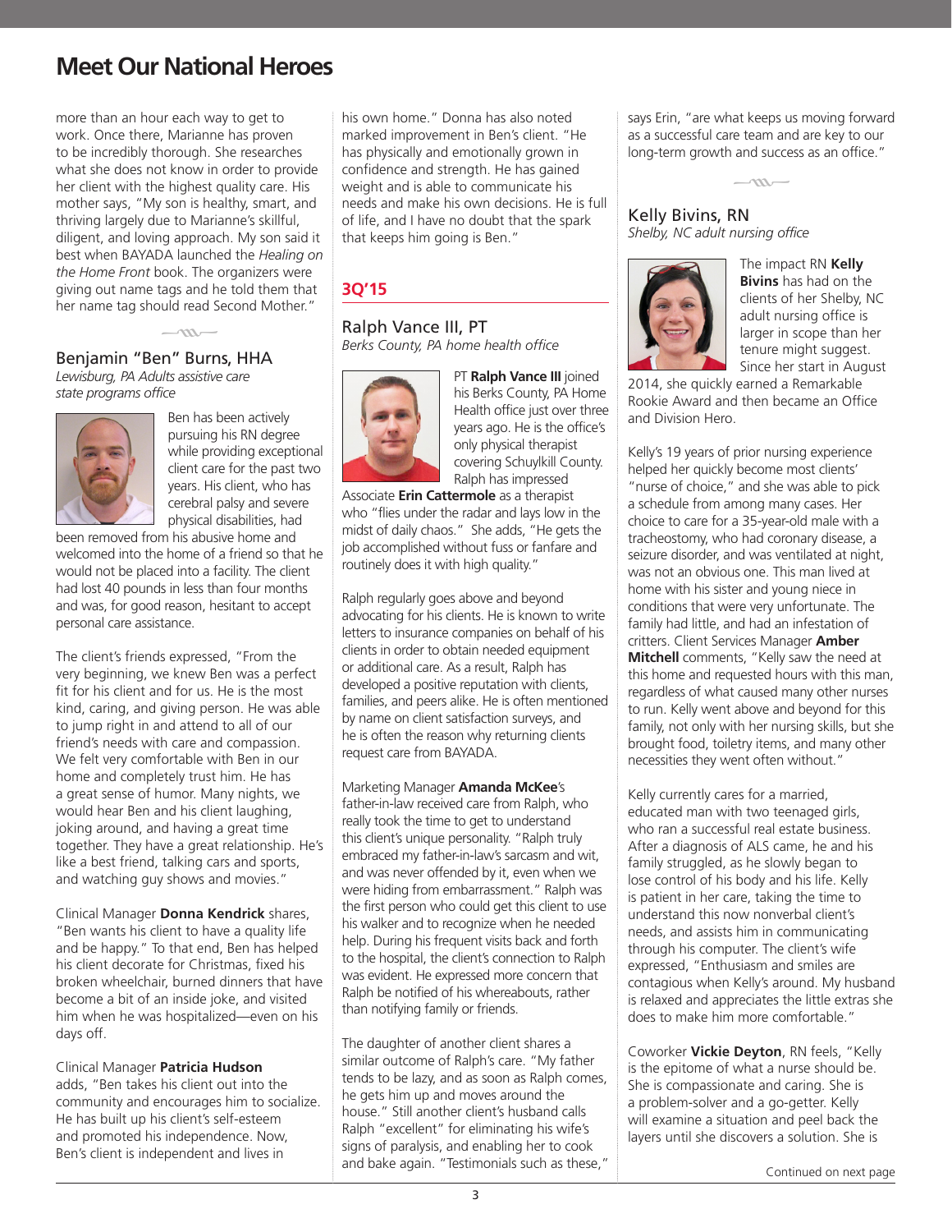# Meet Our National Heroes

more than an hour each way to get to work. Once there, Marianne has proven to be incredibly thorough. She researches what she does not know in order to provide her client with the highest quality care. His mother says, "My son is healthy, smart, and thriving largely due to Marianne's skillful, diligent, and loving approach. My son said it best when BAYADA launched the *Healing on the Home Front* book. The organizers were giving out name tags and he told them that her name tag should read Second Mother."

### Benjamin "Ben" Burns, HHA

*Lewisburg, PA Adults assistive care state programs office*

Ben has been actively pursuing his RN degree while providing exceptional client care for the past two years. His client, who has cerebral palsy and severe physical disabilities, had been removed from his abusive home and welcomed into the home of a friend so that he would not be placed into a facility. The client had lost 40 pounds in less than four months and was, for good reason, hesitant to accept personal care assistance.

The client's friends expressed, "From the very beginning, we knew Ben was a perfect fit for his client and for us. He is the most kind, caring, and giving person. He was able to jump right in and attend to all of our friend's needs with care and compassion. We felt very comfortable with Ben in our home and completely trust him. He has a great sense of humor. Many nights, we would hear Ben and his client laughing, joking around, and having a great time together. They have a great relationship. He's like a best friend, talking cars and sports, and watching guy shows and movies."

Clinical Manager **Donna Kendrick** shares, "Ben wants his client to have a quality life and be happy." To that end, Ben has helped his client decorate for Christmas, fixed his broken wheelchair, burned dinners that have become a bit of an inside joke, and visited him when he was hospitalized—even on his days off.

Clinical Manager **Patricia Hudson** adds, "Ben takes his client out into the community and encourages him to socialize. He has built up his client's self-esteem and promoted his independence. Now, Ben's client is independent and lives in his own home." Donna has also noted marked improvement in Ben's client. "He has physically and emotionally grown in confidence and strength. He has gained weight and is able to communicate his needs and make his own decisions. He is full of life, and I have no doubt that the spark that keeps him going is Ben."

## 3Q'15

### Ralph Vance III, PT

*Berks County, PA home health office*

PT **Ralph Vance III** joined his Berks County, PA Home Health office just over three years ago. He is the office's only physical therapist covering Schuylkill County. Ralph has impressed Associate **Erin Cattermole** as a therapist who "flies under the radar and lays low in the midst of daily chaos." She adds, "He gets the job accomplished without fuss or fanfare and routinely does it with high quality."

Ralph regularly goes above and beyond advocating for his clients. He is known to write letters to insurance companies on behalf of his clients in order to obtain needed equipment or additional care. As a result, Ralph has developed a positive reputation with clients, families, and peers alike. He is often mentioned by name on client satisfaction surveys, and he is often the reason why returning clients request care from BAYADA.

Marketing Manager **Amanda McKee**'s father-in-law received care from Ralph, who really took the time to get to understand this client's unique personality. "Ralph truly embraced my father-in-law's sarcasm and wit, and was never offended by it, even when we were hiding from embarrassment." Ralph was the first person who could get this client to use his walker and to recognize when he needed help. During his frequent visits back and forth to the hospital, the client's connection to Ralph was evident. He expressed more concern that Ralph be notified of his whereabouts, rather than notifying family or friends.

The daughter of another client shares a similar outcome of Ralph's care. "My father tends to be lazy, and as soon as Ralph comes, he gets him up and moves around the house." Still another client's husband calls Ralph "excellent" for eliminating his wife's signs of paralysis, and enabling her to cook and bake again. "Testimonials such as these," says Erin, "are what keeps us moving forward as a successful care team and are key to our long-term growth and success as an office."

### Kelly Bivins, RN

*Shelby, NC adult nursing office*

The impact RN **Kelly Bivins** has had on the clients of her Shelby, NC adult nursing office is larger in scope than her tenure might suggest. Since her start in August 2014, she quickly earned a Remarkable Rookie Award and then became an Office and Division Hero.

Kelly's 19 years of prior nursing experience helped her quickly become most clients' "nurse of choice," and she was able to pick a schedule from among many cases. Her choice to care for a 35-year-old male with a tracheostomy, who had coronary disease, a seizure disorder, and was ventilated at night, was not an obvious one. This man lived at home with his sister and young niece in conditions that were very unfortunate. The family had little, and had an infestation of critters. Client Services Manager **Amber Mitchell** comments, "Kelly saw the need at this home and requested hours with this man, regardless of what caused many other nurses to run. Kelly went above and beyond for this family, not only with her nursing skills, but she brought food, toiletry items, and many other necessities they went often without."

Kelly currently cares for a married, educated man with two teenaged girls, who ran a successful real estate business. After a diagnosis of ALS came, he and his family struggled, as he slowly began to lose control of his body and his life. Kelly is patient in her care, taking the time to understand this now nonverbal client's needs, and assists him in communicating through his computer. The client's wife expressed, "Enthusiasm and smiles are contagious when Kelly's around. My husband is relaxed and appreciates the little extras she does to make him more comfortable."

Coworker **Vickie Deyton**, RN feels, "Kelly is the epitome of what a nurse should be. She is compassionate and caring. She is a problem-solver and a go-getter. Kelly will examine a situation and peel back the layers until she discovers a solution. She is

Continued on next page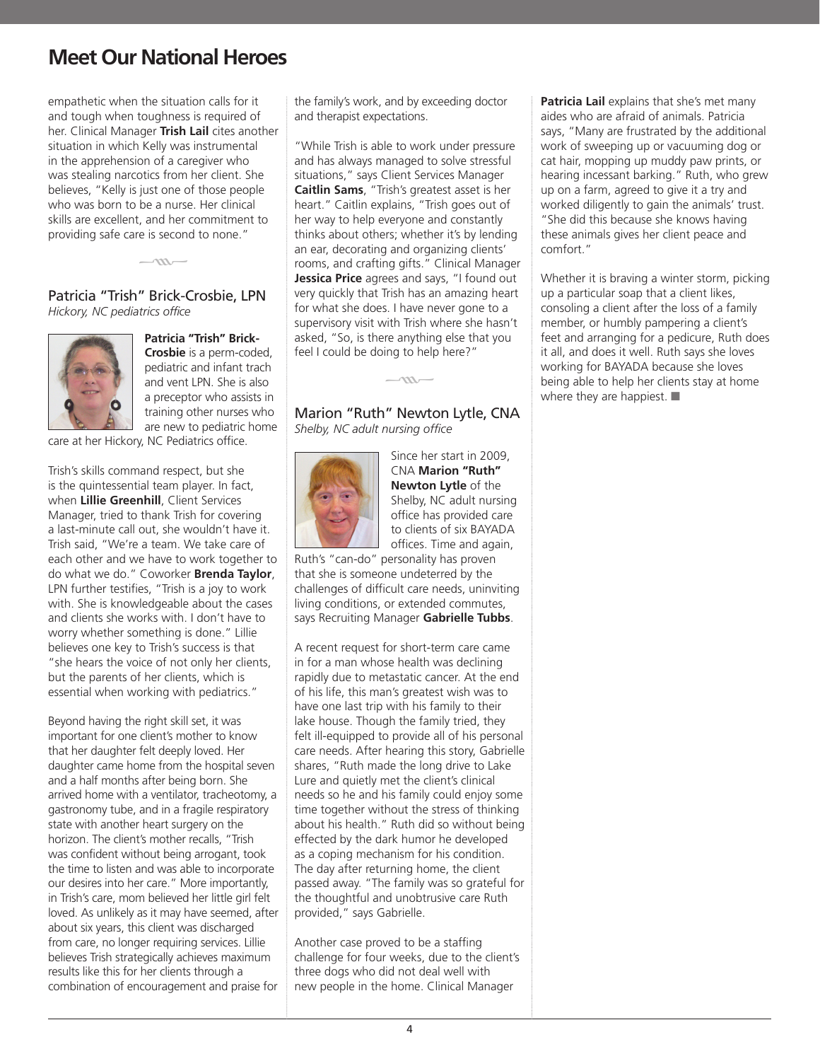# Meet Our National Heroes

empathetic when the situation calls for it and tough when toughness is required of her. Clinical Manager **Trish Lail** cites another situation in which Kelly was instrumental in the apprehension of a caregiver who was stealing narcotics from her client. She believes, "Kelly is just one of those people who was born to be a nurse. Her clinical skills are excellent, and her commitment to providing safe care is second to none."

## Patricia "Trish" Brick-Crosbie, LPN

*Hickory, NC pediatrics office*

**Patricia "Trish" Brick-Crosbie** is a perm-coded, pediatric and infant trach and vent LPN. She is also a preceptor who assists in training other nurses who are new to pediatric home care at her Hickory, NC Pediatrics office.

Trish's skills command respect, but she is the quintessential team player. In fact, when **Lillie Greenhill**, Client Services Manager, tried to thank Trish for covering a last-minute call out, she wouldn't have it. Trish said, "We're a team. We take care of each other and we have to work together to do what we do." Coworker **Brenda Taylor**, LPN further testifies, "Trish is a joy to work with. She is knowledgeable about the cases and clients she works with. I don't have to worry whether something is done." Lillie believes one key to Trish's success is that "she hears the voice of not only her clients, but the parents of her clients, which is essential when working with pediatrics."

Beyond having the right skill set, it was important for one client's mother to know that her daughter felt deeply loved. Her daughter came home from the hospital seven and a half months after being born. She arrived home with a ventilator, tracheotomy, a gastronomy tube, and in a fragile respiratory state with another heart surgery on the horizon. The client's mother recalls, "Trish was confident without being arrogant, took the time to listen and was able to incorporate our desires into her care." More importantly, in Trish's care, mom believed her little girl felt loved. As unlikely as it may have seemed, after about six years, this client was discharged from care, no longer requiring services. Lillie believes Trish strategically achieves maximum results like this for her clients through a combination of encouragement and praise for the family's work, and by exceeding doctor and therapist expectations.

"While Trish is able to work under pressure and has always managed to solve stressful situations," says Client Services Manager **Caitlin Sams**, "Trish's greatest asset is her heart." Caitlin explains, "Trish goes out of her way to help everyone and constantly thinks about others; whether it's by lending an ear, decorating and organizing clients' rooms, and crafting gifts." Clinical Manager **Jessica Price** agrees and says, "I found out very quickly that Trish has an amazing heart for what she does. I have never gone to a supervisory visit with Trish where she hasn't asked, "So, is there anything else that you feel I could be doing to help here?"

## Marion "Ruth" Newton Lytle, CNA

*Shelby, NC adult nursing office*

Since her start in 2009, CNA **Marion "Ruth" Newton Lytle** of the Shelby, NC adult nursing office has provided care to clients of six BAYADA offices. Time and again, Ruth's "can-do" personality has proven that she is someone undeterred by the challenges of difficult care needs, uninviting living conditions, or extended commutes, says Recruiting Manager **Gabrielle Tubbs**.

A recent request for short-term care came in for a man whose health was declining rapidly due to metastatic cancer. At the end of his life, this man's greatest wish was to have one last trip with his family to their lake house. Though the family tried, they felt ill-equipped to provide all of his personal care needs. After hearing this story, Gabrielle shares, "Ruth made the long drive to Lake Lure and quietly met the client's clinical needs so he and his family could enjoy some time together without the stress of thinking about his health." Ruth did so without being effected by the dark humor he developed as a coping mechanism for his condition. The day after returning home, the client passed away. "The family was so grateful for the thoughtful and unobtrusive care Ruth provided," says Gabrielle.

Another case proved to be a staffing challenge for four weeks, due to the client's three dogs who did not deal well with new people in the home. Clinical Manager **Patricia Lail** explains that she's met many aides who are afraid of animals. Patricia says, "Many are frustrated by the additional work of sweeping up or vacuuming dog or cat hair, mopping up muddy paw prints, or hearing incessant barking." Ruth, who grew up on a farm, agreed to give it a try and worked diligently to gain the animals' trust. "She did this because she knows having these animals gives her client peace and comfort."

Whether it is braving a winter storm, picking up a particular soap that a client likes, consoling a client after the loss of a family member, or humbly pampering a client's feet and arranging for a pedicure, Ruth does it all, and does it well. Ruth says she loves working for BAYADA because she loves being able to help her clients stay at home where they are happiest. ■